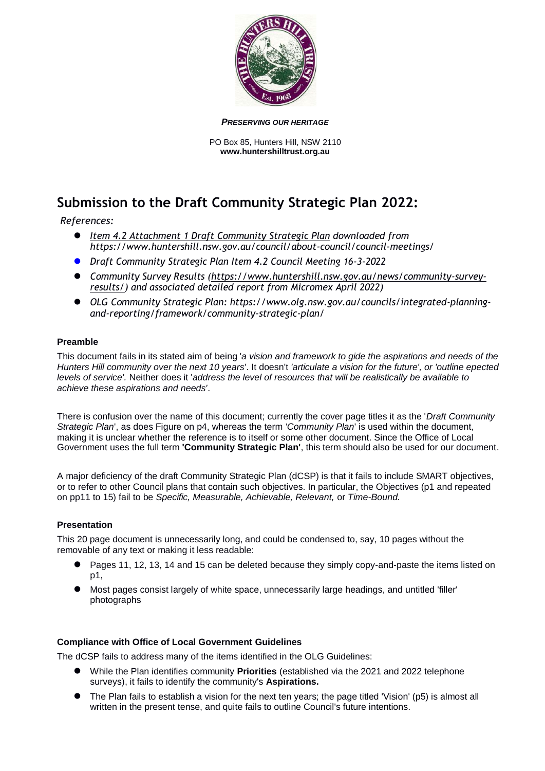*PRESERVING OUR HERITAGE*

PO Box 85, Hunters Hill, NSW 2110
**www.huntershilltrust.org.au**

# Submission to the Draft Community Strategic Plan 2022:

*References:*

- *Item 4.2 Attachment 1 Draft Community Strategic Plan downloaded from https://www.huntershill.nsw.gov.au/council/about-council/council-meetings/*
- *Draft Community Strategic Plan Item 4.2 Council Meeting 16-3-2022*
- *Community Survey Results (https://www.huntershill.nsw.gov.au/news/community-survey-results/) and associated detailed report from Micromex April 2022)*
- *OLG Community Strategic Plan: https://www.olg.nsw.gov.au/councils/integrated-planning-and-reporting/framework/community-strategic-plan/*

### Preamble

This document fails in its stated aim of being '*a vision and framework to gide the aspirations and needs of the Hunters Hill community over the next 10 years*'. It doesn't *'articulate a vision for the future', or 'outline epected levels of service'.* Neither does it '*address the level of resources that will be realistically be available to achieve these aspirations and needs*'.

There is confusion over the name of this document; currently the cover page titles it as the '*Draft Community Strategic Plan*', as does Figure on p4, whereas the term *'Community Plan*' is used within the document, making it is unclear whether the reference is to itself or some other document. Since the Office of Local Government uses the full term **'Community Strategic Plan'**, this term should also be used for our document.

A major deficiency of the draft Community Strategic Plan (dCSP) is that it fails to include SMART objectives, or to refer to other Council plans that contain such objectives. In particular, the Objectives (p1 and repeated on pp11 to 15) fail to be *Specific, Measurable, Achievable, Relevant,* or *Time-Bound.*

### Presentation

This 20 page document is unnecessarily long, and could be condensed to, say, 10 pages without the removable of any text or making it less readable:

- Pages 11, 12, 13, 14 and 15 can be deleted because they simply copy-and-paste the items listed on p1,
- Most pages consist largely of white space, unnecessarily large headings, and untitled 'filler' photographs

### Compliance with Office of Local Government Guidelines

The dCSP fails to address many of the items identified in the OLG Guidelines:

- While the Plan identifies community **Priorities** (established via the 2021 and 2022 telephone surveys), it fails to identify the community's **Aspirations.**
- The Plan fails to establish a vision for the next ten years; the page titled 'Vision' (p5) is almost all written in the present tense, and quite fails to outline Council's future intentions.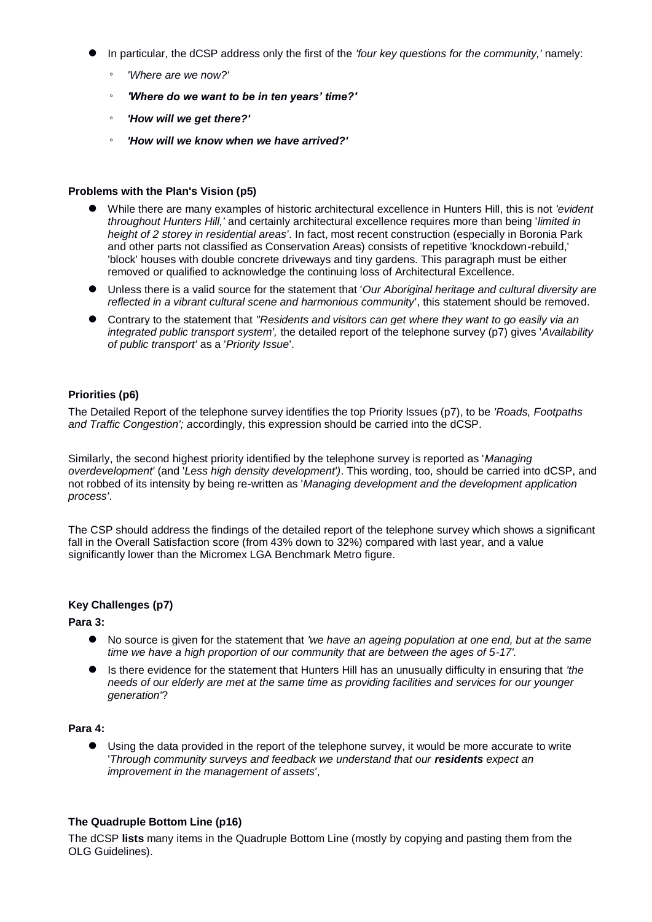- In particular, the dCSP address only the first of the *'four key questions for the community,'* namely:
  - *'Where are we now?'*
  - ***'Where do we want to be in ten years' time?'***
  - ***'How will we get there?'***
  - ***'How will we know when we have arrived?'***

**Problems with the Plan's Vision (p5)**

- While there are many examples of historic architectural excellence in Hunters Hill, this is not *'evident throughout Hunters Hill,'* and certainly architectural excellence requires more than being '*limited in height of 2 storey in residential areas'*. In fact, most recent construction (especially in Boronia Park and other parts not classified as Conservation Areas) consists of repetitive 'knockdown-rebuild,' 'block' houses with double concrete driveways and tiny gardens. This paragraph must be either removed or qualified to acknowledge the continuing loss of Architectural Excellence.
- Unless there is a valid source for the statement that '*Our Aboriginal heritage and cultural diversity are reflected in a vibrant cultural scene and harmonious community*', this statement should be removed.
- Contrary to the statement that *"Residents and visitors can get where they want to go easily via an integrated public transport system',* the detailed report of the telephone survey (p7) gives '*Availability of public transport'* as a '*Priority Issue*'.

**Priorities (p6)**

The Detailed Report of the telephone survey identifies the top Priority Issues (p7), to be *'Roads, Footpaths and Traffic Congestion'; a*ccordingly, this expression should be carried into the dCSP.

Similarly, the second highest priority identified by the telephone survey is reported as '*Managing overdevelopment*' (and '*Less high density development')*. This wording, too, should be carried into dCSP, and not robbed of its intensity by being re-written as '*Managing development and the development application process'*.

The CSP should address the findings of the detailed report of the telephone survey which shows a significant fall in the Overall Satisfaction score (from 43% down to 32%) compared with last year, and a value significantly lower than the Micromex LGA Benchmark Metro figure.

**Key Challenges (p7)**

**Para 3:**

- No source is given for the statement that *'we have an ageing population at one end, but at the same time we have a high proportion of our community that are between the ages of 5-17'.*
- Is there evidence for the statement that Hunters Hill has an unusually difficulty in ensuring that *'the needs of our elderly are met at the same time as providing facilities and services for our younger generation'*?

**Para 4:**

- Using the data provided in the report of the telephone survey, it would be more accurate to write '*Through community surveys and feedback we understand that our **residents** expect an improvement in the management of assets'*,

**The Quadruple Bottom Line (p16)**

The dCSP **lists** many items in the Quadruple Bottom Line (mostly by copying and pasting them from the OLG Guidelines).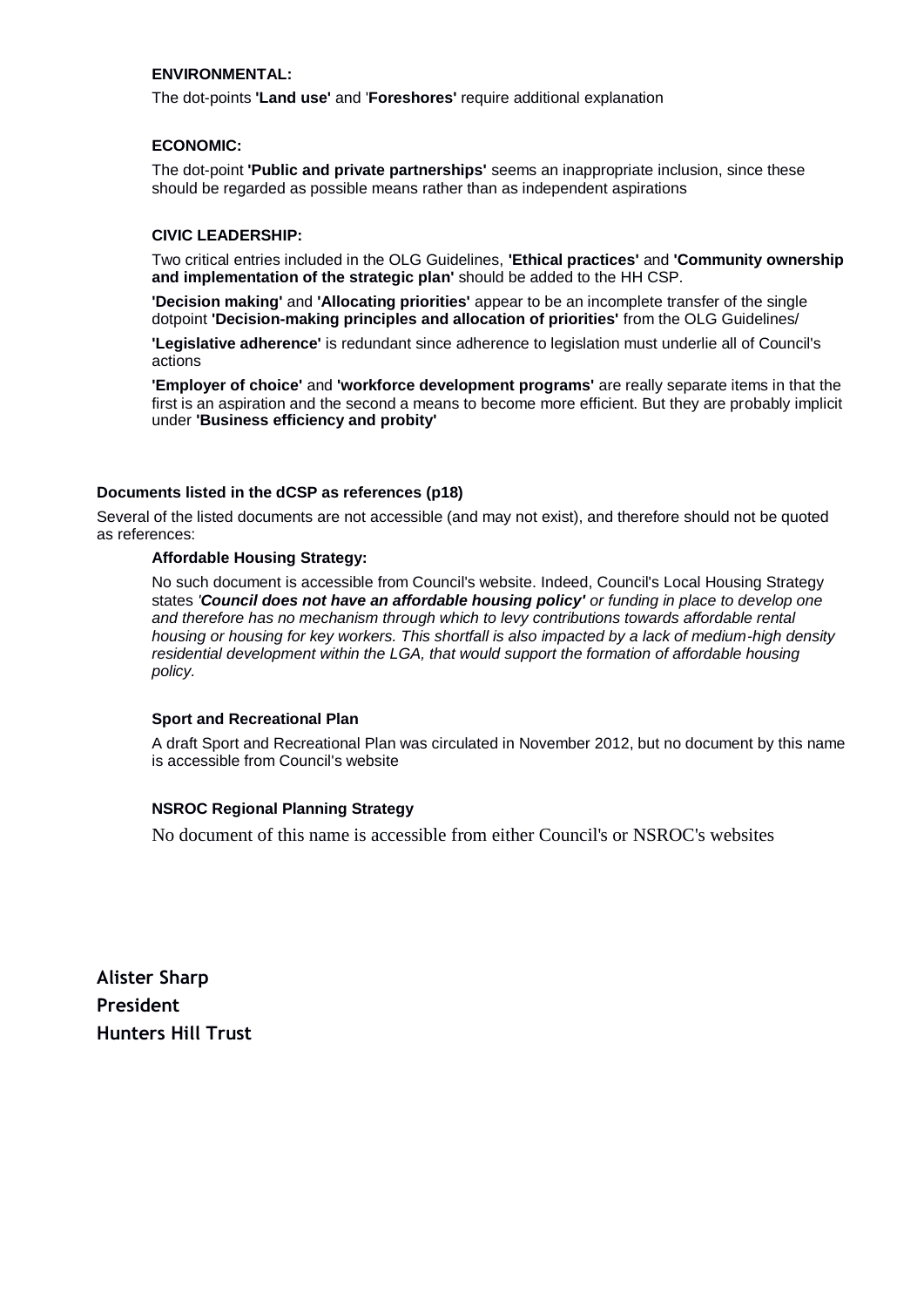**ENVIRONMENTAL:**

The dot-points **'Land use'** and '**Foreshores'** require additional explanation

**ECONOMIC:**

The dot-point **'Public and private partnerships'** seems an inappropriate inclusion, since these should be regarded as possible means rather than as independent aspirations

**CIVIC LEADERSHIP:**

Two critical entries included in the OLG Guidelines, **'Ethical practices'** and **'Community ownership and implementation of the strategic plan'** should be added to the HH CSP.

**'Decision making'** and **'Allocating priorities'** appear to be an incomplete transfer of the single dotpoint **'Decision-making principles and allocation of priorities'** from the OLG Guidelines/

**'Legislative adherence'** is redundant since adherence to legislation must underlie all of Council's actions

**'Employer of choice'** and **'workforce development programs'** are really separate items in that the first is an aspiration and the second a means to become more efficient. But they are probably implicit under **'Business efficiency and probity'**

**Documents listed in the dCSP as references (p18)**

Several of the listed documents are not accessible (and may not exist), and therefore should not be quoted as references:

**Affordable Housing Strategy:**

No such document is accessible from Council's website. Indeed, Council's Local Housing Strategy states *'**Council does not have an affordable housing policy'** or funding in place to develop one and therefore has no mechanism through which to levy contributions towards affordable rental housing or housing for key workers. This shortfall is also impacted by a lack of medium-high density residential development within the LGA, that would support the formation of affordable housing policy.*

**Sport and Recreational Plan**

A draft Sport and Recreational Plan was circulated in November 2012, but no document by this name is accessible from Council's website

**NSROC Regional Planning Strategy**

No document of this name is accessible from either Council's or NSROC's websites

**Alister Sharp**
**President**
**Hunters Hill Trust**